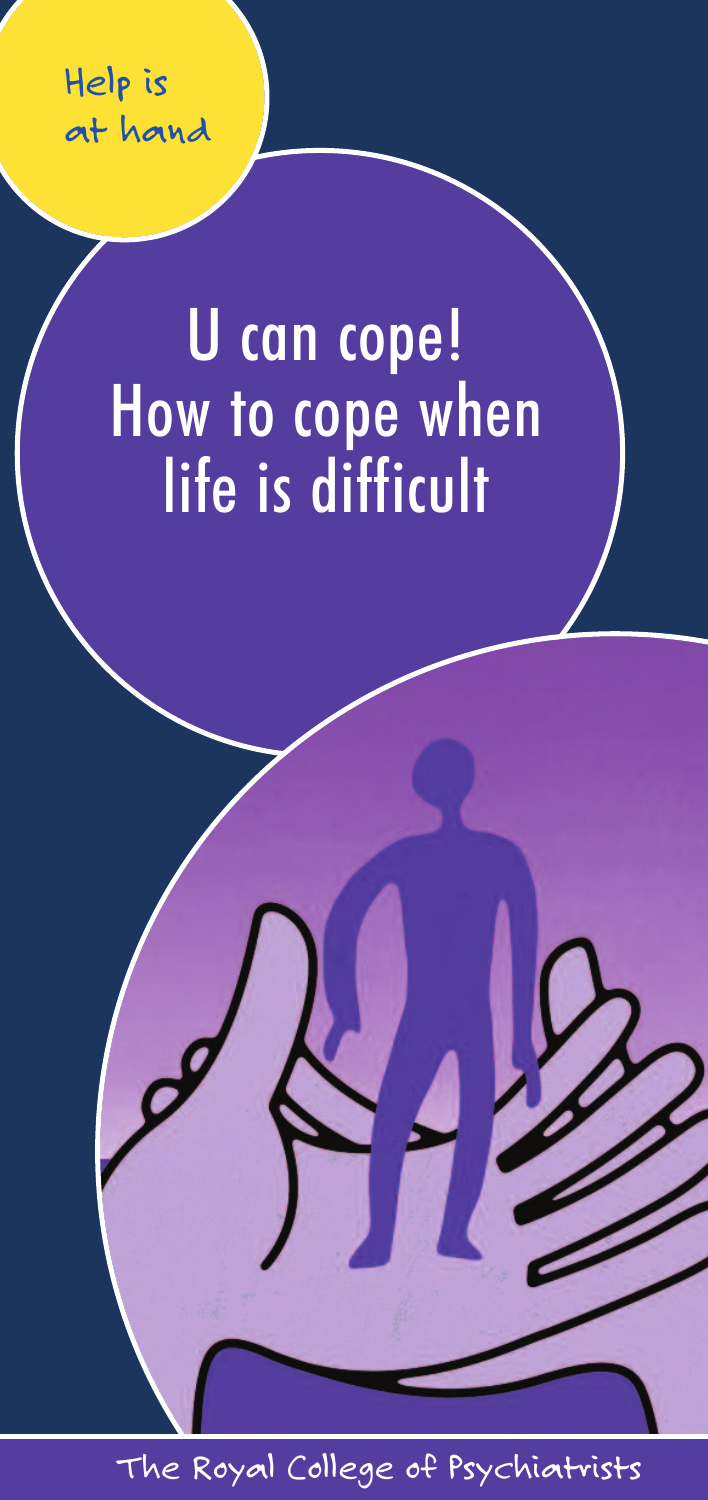Help is at hand

# U can cope! How to cope when life is difficult

The Royal College of Psychiatrists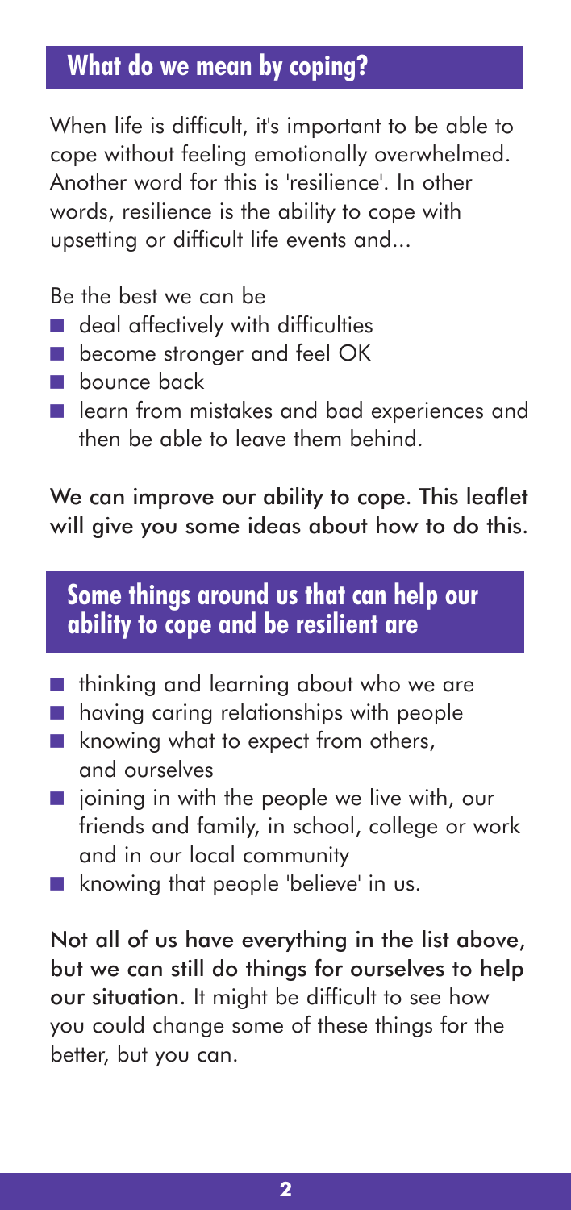## What do we mean by coping?

When life is difficult, it's important to be able to cope without feeling emotionally overwhelmed. Another word for this is 'resilience'. In other words, resilience is the ability to cope with upsetting or difficult life events and...

Be the best we can be

- deal affectively with difficulties
- become stronger and feel OK
- bounce back
- learn from mistakes and bad experiences and then be able to leave them behind.

**We can improve our ability to cope. This leaflet will give you some ideas about how to do this.**

## Some things around us that can help our ability to cope and be resilient are

- thinking and learning about who we are
- having caring relationships with people
- knowing what to expect from others, and ourselves
- joining in with the people we live with, our friends and family, in school, college or work and in our local community
- knowing that people 'believe' in us.

**Not all of us have everything in the list above, but we can still do things for ourselves to help our situation.** It might be difficult to see how you could change some of these things for the better, but you can.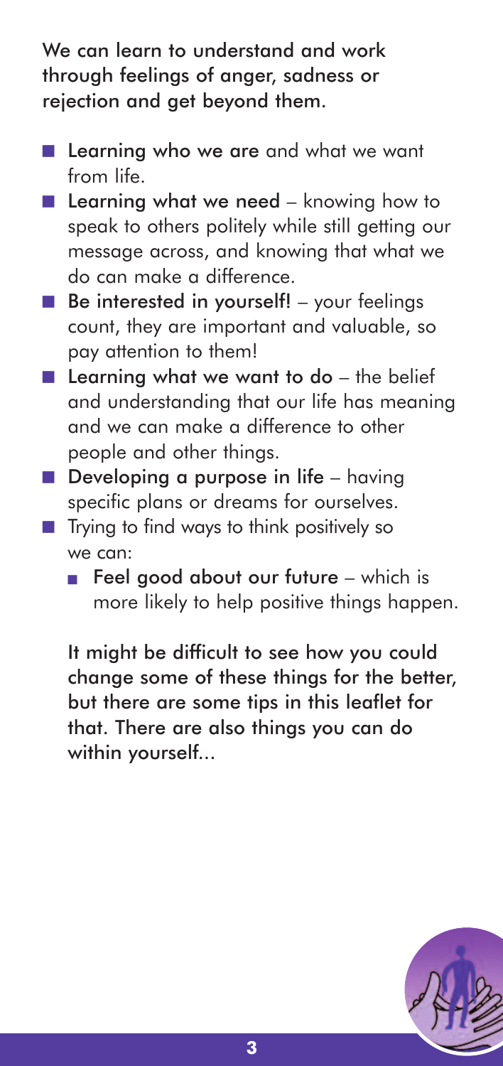We can learn to understand and work through feelings of anger, sadness or rejection and get beyond them.

- **Learning who we are** and what we want from life.
- **Learning what we need** – knowing how to speak to others politely while still getting our message across, and knowing that what we do can make a difference.
- **Be interested in yourself!** – your feelings count, they are important and valuable, so pay attention to them!
- **Learning what we want to do** – the belief and understanding that our life has meaning and we can make a difference to other people and other things.
- **Developing a purpose in life** – having specific plans or dreams for ourselves.
- Trying to find ways to think positively so we can:
  - **Feel good about our future** – which is more likely to help positive things happen.

It might be difficult to see how you could change some of these things for the better, but there are some tips in this leaflet for that. There are also things you can do within yourself...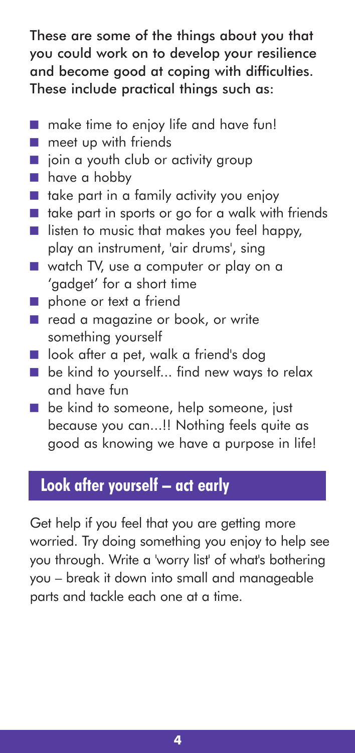**These are some of the things about you that you could work on to develop your resilience and become good at coping with difficulties. These include practical things such as:**

- make time to enjoy life and have fun!
- meet up with friends
- join a youth club or activity group
- have a hobby
- take part in a family activity you enjoy
- take part in sports or go for a walk with friends
- listen to music that makes you feel happy, play an instrument, 'air drums', sing
- watch TV, use a computer or play on a 'gadget' for a short time
- phone or text a friend
- read a magazine or book, or write something yourself
- look after a pet, walk a friend's dog
- be kind to yourself... find new ways to relax and have fun
- be kind to someone, help someone, just because you can...!! Nothing feels quite as good as knowing we have a purpose in life!

## Look after yourself – act early

Get help if you feel that you are getting more worried. Try doing something you enjoy to help see you through. Write a 'worry list' of what's bothering you – break it down into small and manageable parts and tackle each one at a time.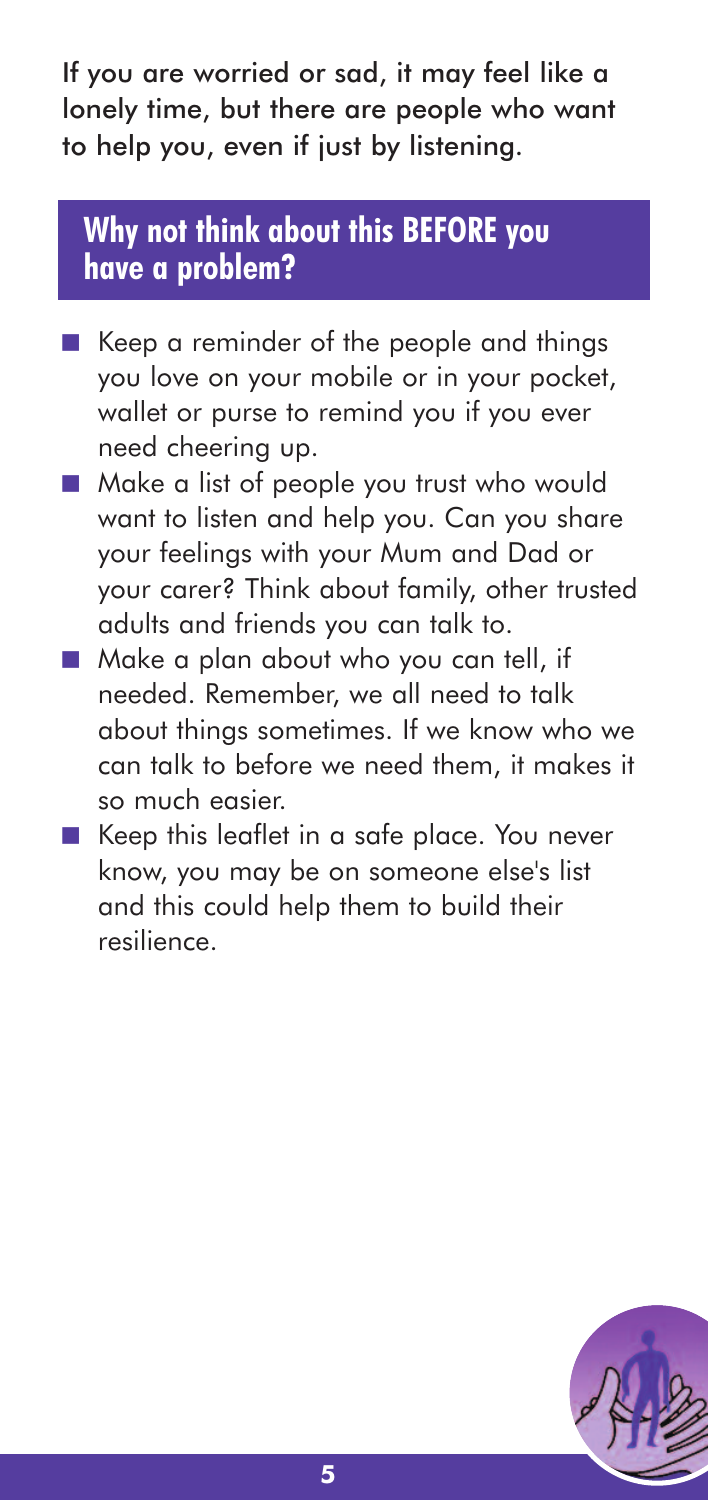If you are worried or sad, it may feel like a lonely time, but there are people who want to help you, even if just by listening.

## Why not think about this BEFORE you have a problem?

- Keep a reminder of the people and things you love on your mobile or in your pocket, wallet or purse to remind you if you ever need cheering up.
- Make a list of people you trust who would want to listen and help you. Can you share your feelings with your Mum and Dad or your carer? Think about family, other trusted adults and friends you can talk to.
- Make a plan about who you can tell, if needed. Remember, we all need to talk about things sometimes. If we know who we can talk to before we need them, it makes it so much easier.
- Keep this leaflet in a safe place. You never know, you may be on someone else's list and this could help them to build their resilience.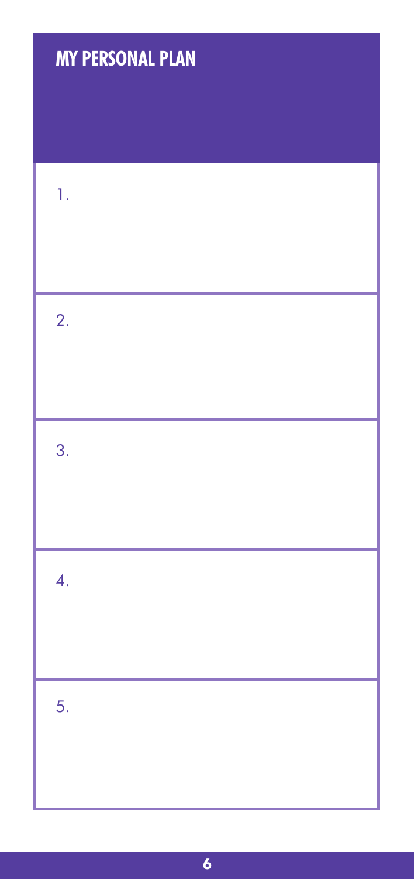## MY PERSONAL PLAN

1.

2.

3.

4.

5.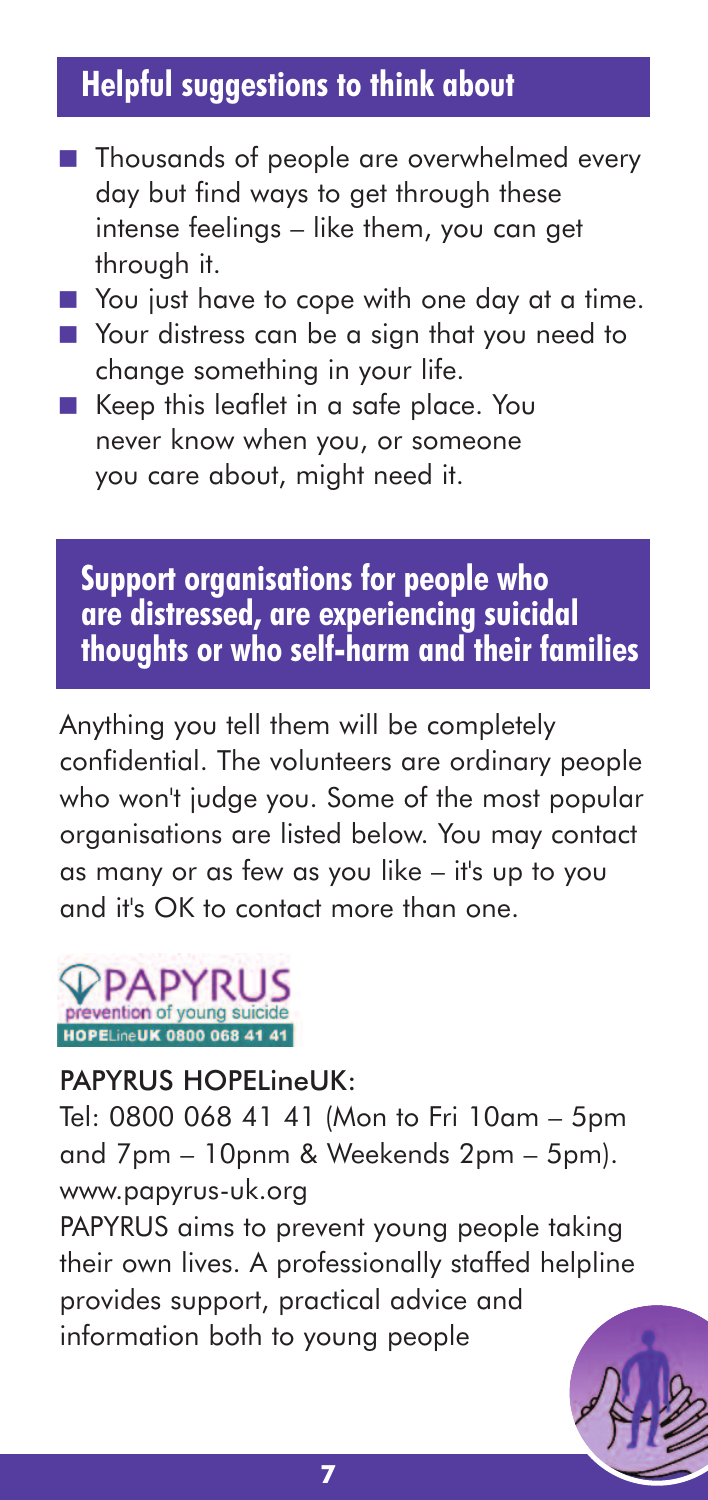## Helpful suggestions to think about

- Thousands of people are overwhelmed every day but find ways to get through these intense feelings – like them, you can get through it.
- You just have to cope with one day at a time.
- Your distress can be a sign that you need to change something in your life.
- Keep this leaflet in a safe place. You never know when you, or someone you care about, might need it.

## Support organisations for people who are distressed, are experiencing suicidal thoughts or who self-harm and their families

Anything you tell them will be completely confidential. The volunteers are ordinary people who won't judge you. Some of the most popular organisations are listed below. You may contact as many or as few as you like – it's up to you and it's OK to contact more than one.

PAPYRUS prevention of young suicide HOPELineUK 0800 068 41 41

**PAPYRUS HOPELineUK:**

Tel: 0800 068 41 41 (Mon to Fri 10am – 5pm and 7pm – 10pnm & Weekends 2pm – 5pm).
www.papyrus-uk.org

PAPYRUS aims to prevent young people taking their own lives. A professionally staffed helpline provides support, practical advice and information both to young people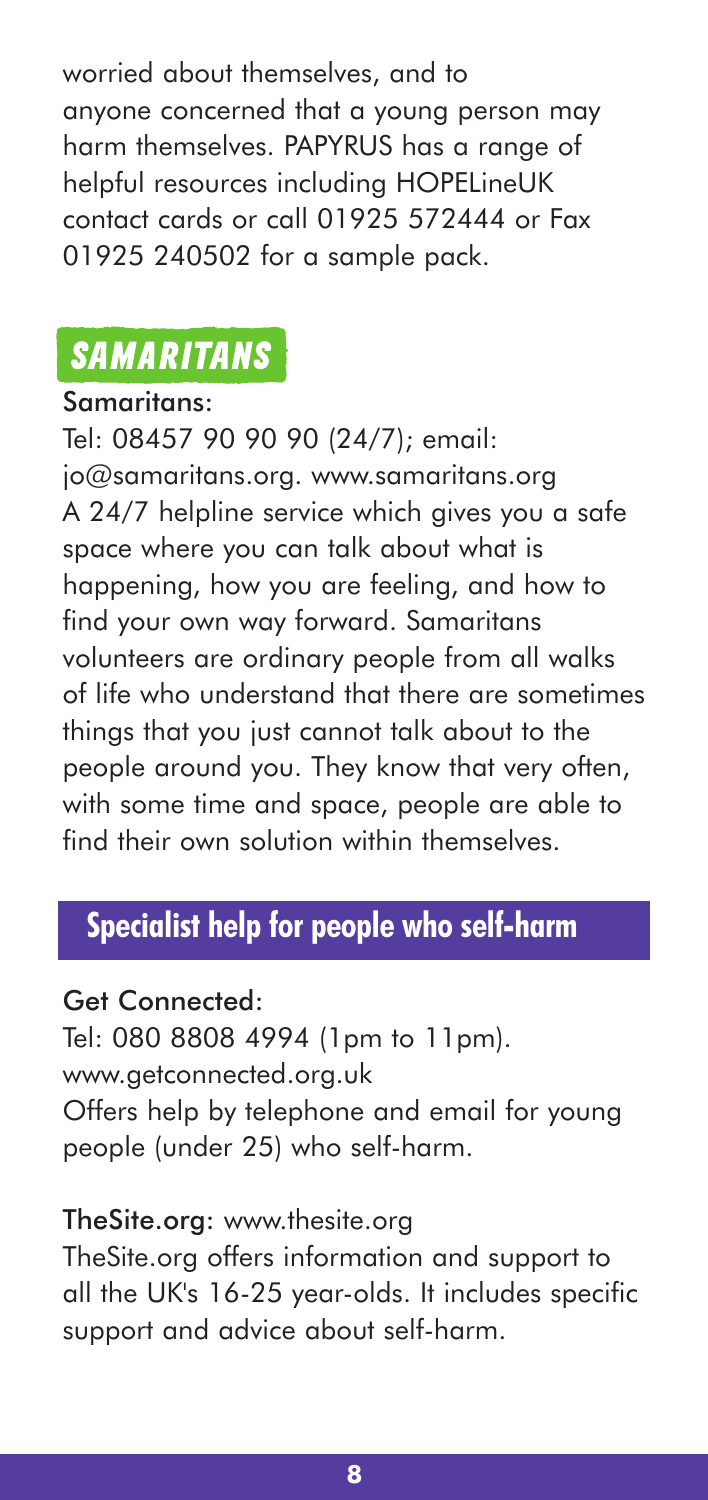worried about themselves, and to anyone concerned that a young person may harm themselves. PAPYRUS has a range of helpful resources including HOPELineUK contact cards or call 01925 572444 or Fax 01925 240502 for a sample pack.

## SAMARITANS

**Samaritans:**
Tel: 08457 90 90 90 (24/7); email: jo@samaritans.org. www.samaritans.org
A 24/7 helpline service which gives you a safe space where you can talk about what is happening, how you are feeling, and how to find your own way forward. Samaritans volunteers are ordinary people from all walks of life who understand that there are sometimes things that you just cannot talk about to the people around you. They know that very often, with some time and space, people are able to find their own solution within themselves.

## Specialist help for people who self-harm

**Get Connected:**
Tel: 080 8808 4994 (1pm to 11pm).
www.getconnected.org.uk
Offers help by telephone and email for young people (under 25) who self-harm.

**TheSite.org:** www.thesite.org
TheSite.org offers information and support to all the UK's 16-25 year-olds. It includes specific support and advice about self-harm.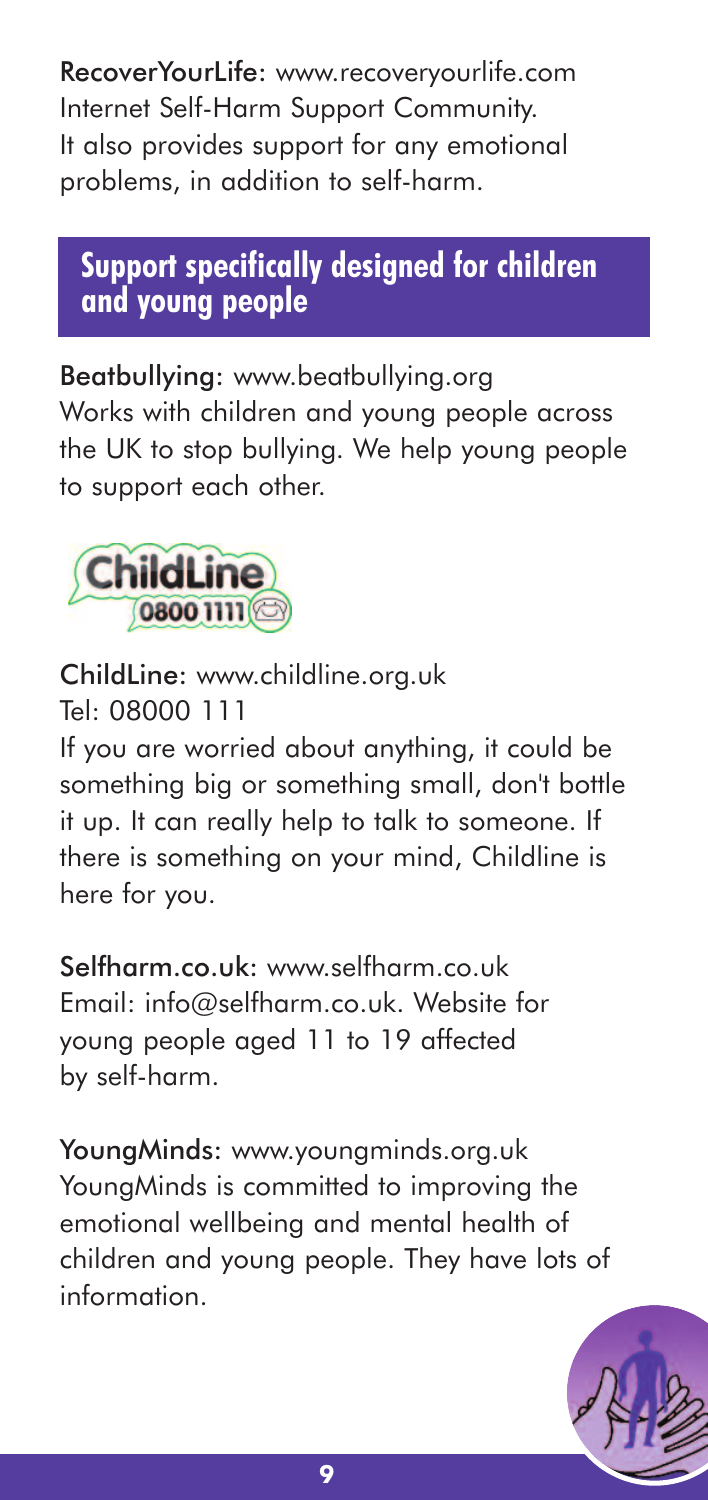**RecoverYourLife**: www.recoveryourlife.com
Internet Self-Harm Support Community.
It also provides support for any emotional problems, in addition to self-harm.

## Support specifically designed for children and young people

**Beatbullying**: www.beatbullying.org
Works with children and young people across the UK to stop bullying. We help young people to support each other.

**ChildLine**: www.childline.org.uk
Tel: 08000 111
If you are worried about anything, it could be something big or something small, don't bottle it up. It can really help to talk to someone. If there is something on your mind, Childline is here for you.

**Selfharm.co.uk**: www.selfharm.co.uk
Email: info@selfharm.co.uk. Website for young people aged 11 to 19 affected by self-harm.

**YoungMinds**: www.youngminds.org.uk
YoungMinds is committed to improving the emotional wellbeing and mental health of children and young people. They have lots of information.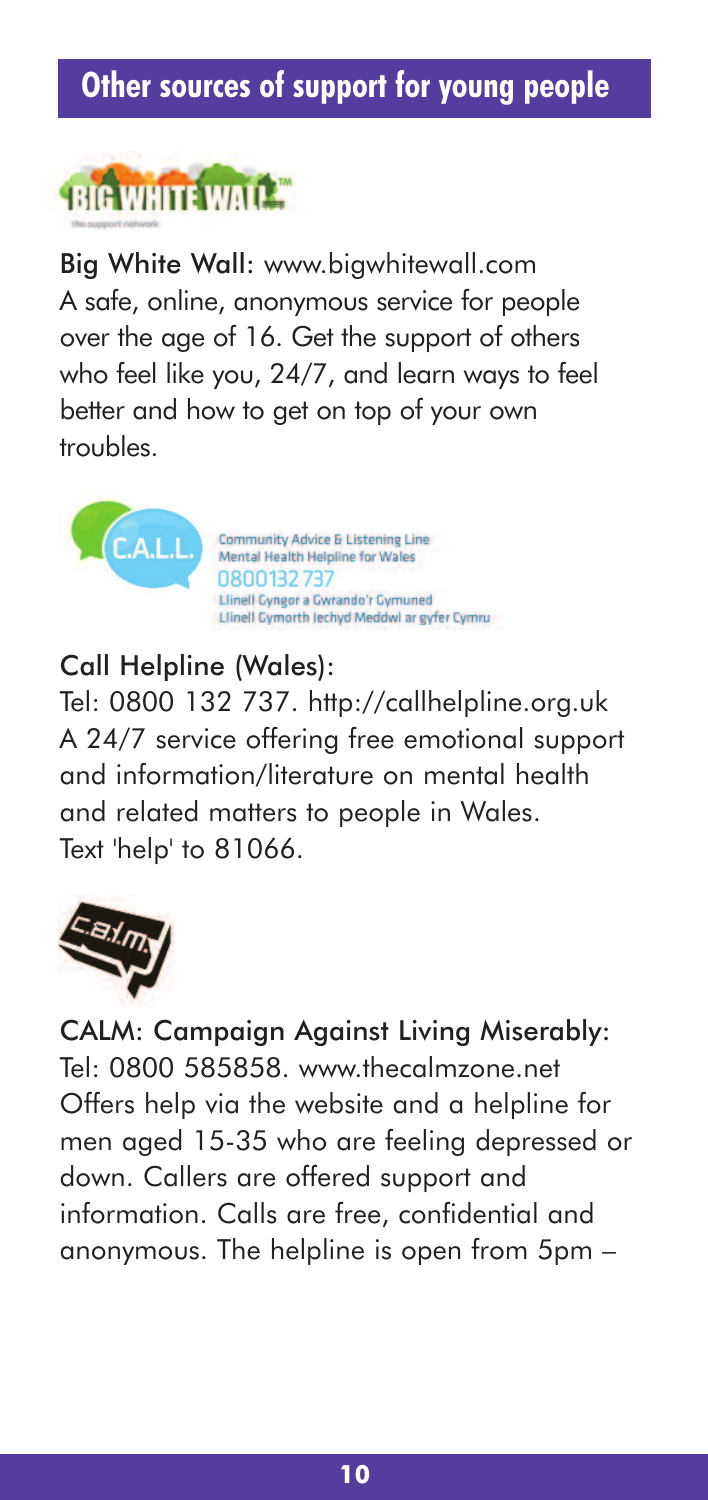## Other sources of support for young people

**Big White Wall**: www.bigwhitewall.com
A safe, online, anonymous service for people over the age of 16. Get the support of others who feel like you, 24/7, and learn ways to feel better and how to get on top of your own troubles.

Community Advice & Listening Line
Mental Health Helpline for Wales
0800132 737
Llinell Cyngor a Gwrando'r Gymuned
Llinell Gymorth Iechyd Meddwl ar gyfer Cymru

**Call Helpline (Wales)**:
Tel: 0800 132 737. http://callhelpline.org.uk
A 24/7 service offering free emotional support and information/literature on mental health and related matters to people in Wales.
Text 'help' to 81066.

**CALM: Campaign Against Living Miserably**:
Tel: 0800 585858. www.thecalmzone.net
Offers help via the website and a helpline for men aged 15-35 who are feeling depressed or down. Callers are offered support and information. Calls are free, confidential and anonymous. The helpline is open from 5pm –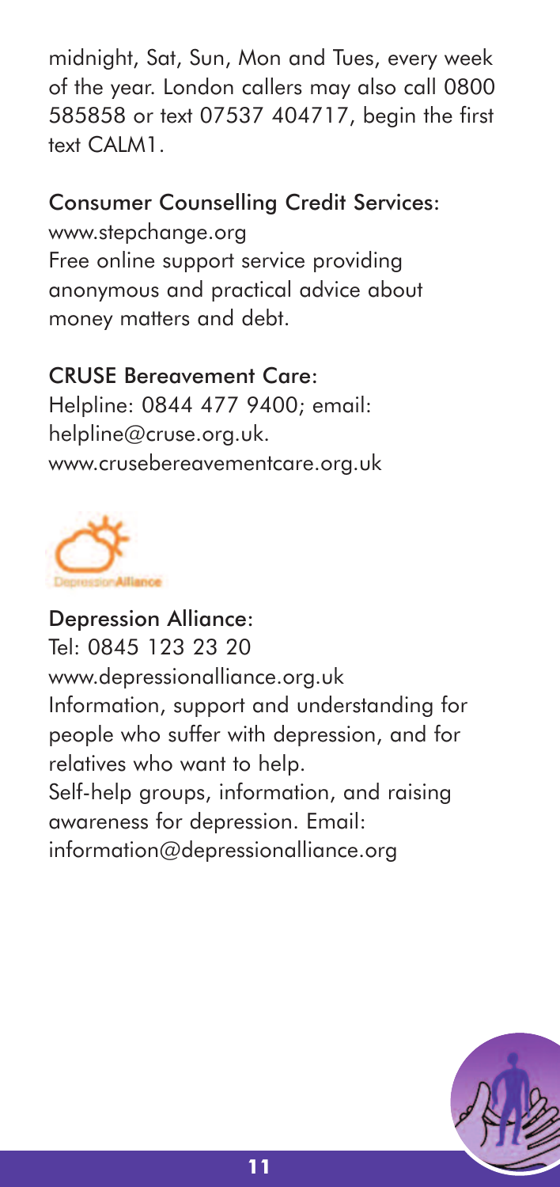midnight, Sat, Sun, Mon and Tues, every week of the year. London callers may also call 0800 585858 or text 07537 404717, begin the first text CALM1.

**Consumer Counselling Credit Services:**
www.stepchange.org
Free online support service providing anonymous and practical advice about money matters and debt.

**CRUSE Bereavement Care:**
Helpline: 0844 477 9400; email: helpline@cruse.org.uk.
www.crusebereavementcare.org.uk

**Depression Alliance:**
Tel: 0845 123 23 20
www.depressionalliance.org.uk
Information, support and understanding for people who suffer with depression, and for relatives who want to help.
Self-help groups, information, and raising awareness for depression. Email: information@depressionalliance.org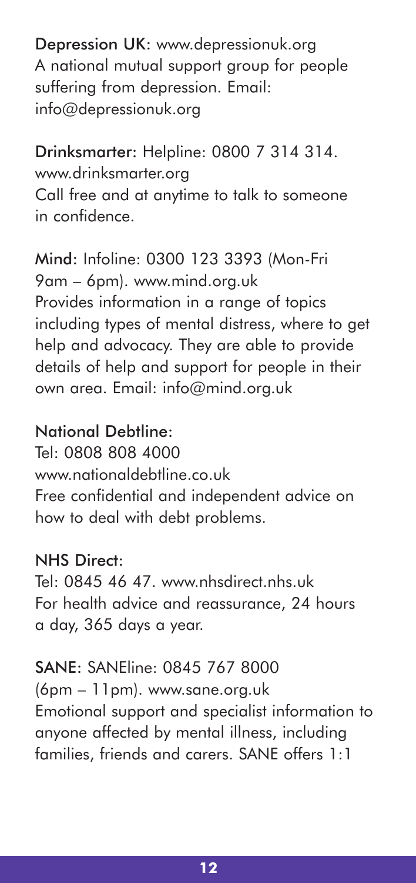**Depression UK:** www.depressionuk.org
A national mutual support group for people suffering from depression. Email: info@depressionuk.org

**Drinksmarter:** Helpline: 0800 7 314 314. www.drinksmarter.org
Call free and at anytime to talk to someone in confidence.

**Mind:** Infoline: 0300 123 3393 (Mon-Fri 9am – 6pm). www.mind.org.uk
Provides information in a range of topics including types of mental distress, where to get help and advocacy. They are able to provide details of help and support for people in their own area. Email: info@mind.org.uk

**National Debtline:**
Tel: 0808 808 4000
www.nationaldebtline.co.uk
Free confidential and independent advice on how to deal with debt problems.

**NHS Direct:**
Tel: 0845 46 47. www.nhsdirect.nhs.uk
For health advice and reassurance, 24 hours a day, 365 days a year.

**SANE:** SANEline: 0845 767 8000 (6pm – 11pm). www.sane.org.uk
Emotional support and specialist information to anyone affected by mental illness, including families, friends and carers. SANE offers 1:1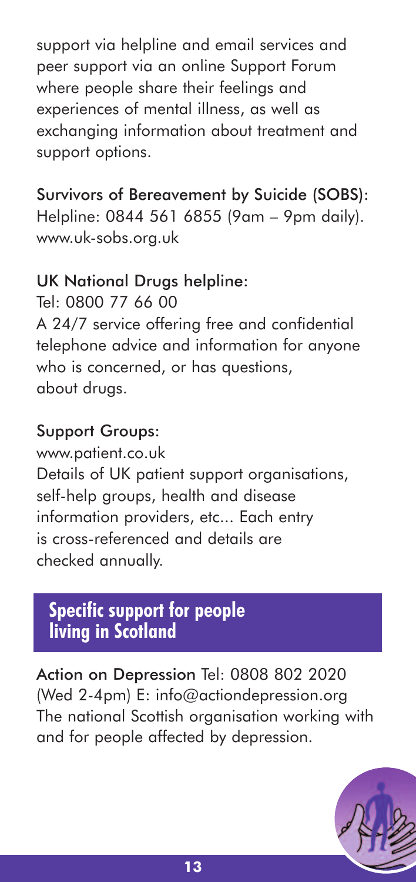support via helpline and email services and peer support via an online Support Forum where people share their feelings and experiences of mental illness, as well as exchanging information about treatment and support options.

**Survivors of Bereavement by Suicide (SOBS):**
Helpline: 0844 561 6855 (9am – 9pm daily).
www.uk-sobs.org.uk

**UK National Drugs helpline:**
Tel: 0800 77 66 00
A 24/7 service offering free and confidential telephone advice and information for anyone who is concerned, or has questions, about drugs.

**Support Groups:**
www.patient.co.uk
Details of UK patient support organisations, self-help groups, health and disease information providers, etc... Each entry is cross-referenced and details are checked annually.

## Specific support for people living in Scotland

**Action on Depression** Tel: 0808 802 2020 (Wed 2-4pm) E: info@actiondepression.org
The national Scottish organisation working with and for people affected by depression.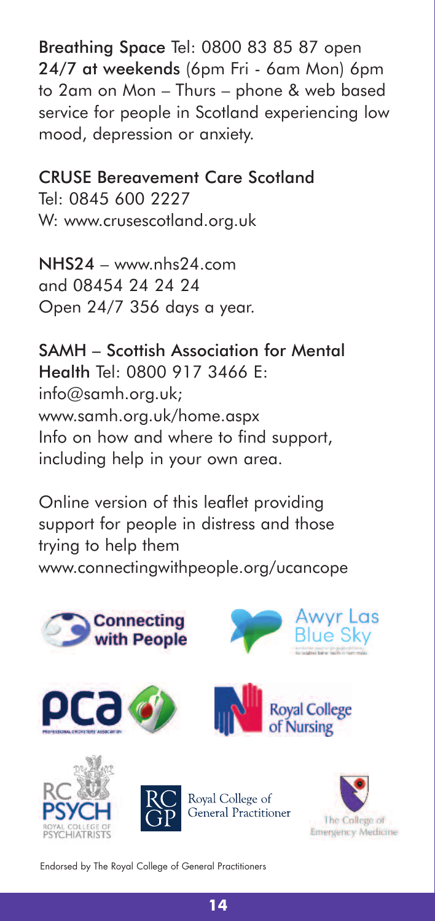**Breathing Space** Tel: 0800 83 85 87 open **24/7 at weekends** (6pm Fri - 6am Mon) 6pm to 2am on Mon – Thurs – phone & web based service for people in Scotland experiencing low mood, depression or anxiety.

**CRUSE Bereavement Care Scotland**
Tel: 0845 600 2227
W: www.crusescotland.org.uk

**NHS24** – www.nhs24.com
and 08454 24 24 24
Open 24/7 356 days a year.

**SAMH – Scottish Association for Mental Health** Tel: 0800 917 3466 E: info@samh.org.uk; www.samh.org.uk/home.aspx
Info on how and where to find support, including help in your own area.

Online version of this leaflet providing support for people in distress and those trying to help them
www.connectingwithpeople.org/ucancope

Connecting with People

Awyr Las Blue Sky

pca

Royal College of Nursing

RC PSYCH Royal College of Psychiatrists

RCGP Royal College of General Practitioner

The College of Emergency Medicine

Endorsed by The Royal College of General Practitioners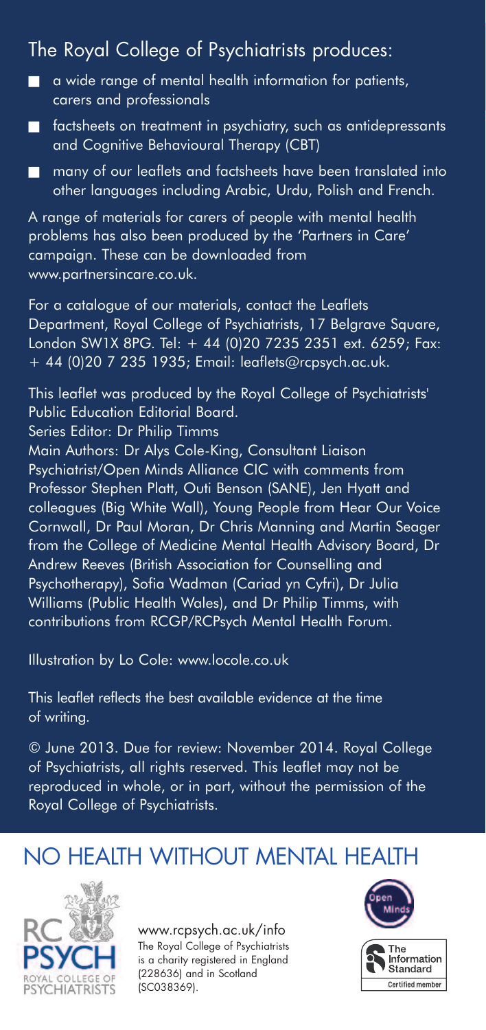## The Royal College of Psychiatrists produces:

- a wide range of mental health information for patients, carers and professionals
- factsheets on treatment in psychiatry, such as antidepressants and Cognitive Behavioural Therapy (CBT)
- many of our leaflets and factsheets have been translated into other languages including Arabic, Urdu, Polish and French.

A range of materials for carers of people with mental health problems has also been produced by the 'Partners in Care' campaign. These can be downloaded from www.partnersincare.co.uk.

For a catalogue of our materials, contact the Leaflets Department, Royal College of Psychiatrists, 17 Belgrave Square, London SW1X 8PG. Tel: + 44 (0)20 7235 2351 ext. 6259; Fax: + 44 (0)20 7 235 1935; Email: leaflets@rcpsych.ac.uk.

This leaflet was produced by the Royal College of Psychiatrists' Public Education Editorial Board.
Series Editor: Dr Philip Timms
Main Authors: Dr Alys Cole-King, Consultant Liaison Psychiatrist/Open Minds Alliance CIC with comments from Professor Stephen Platt, Outi Benson (SANE), Jen Hyatt and colleagues (Big White Wall), Young People from Hear Our Voice Cornwall, Dr Paul Moran, Dr Chris Manning and Martin Seager from the College of Medicine Mental Health Advisory Board, Dr Andrew Reeves (British Association for Counselling and Psychotherapy), Sofia Wadman (Cariad yn Cyfri), Dr Julia Williams (Public Health Wales), and Dr Philip Timms, with contributions from RCGP/RCPsych Mental Health Forum.

Illustration by Lo Cole: www.locole.co.uk

This leaflet reflects the best available evidence at the time of writing.

© June 2013. Due for review: November 2014. Royal College of Psychiatrists, all rights reserved. This leaflet may not be reproduced in whole, or in part, without the permission of the Royal College of Psychiatrists.

## NO HEALTH WITHOUT MENTAL HEALTH

RC PSYCH ROYAL COLLEGE OF PSYCHIATRISTS

www.rcpsych.ac.uk/info
The Royal College of Psychiatrists is a charity registered in England (228636) and in Scotland (SC038369).

Open Minds

The Information Standard
Certified member